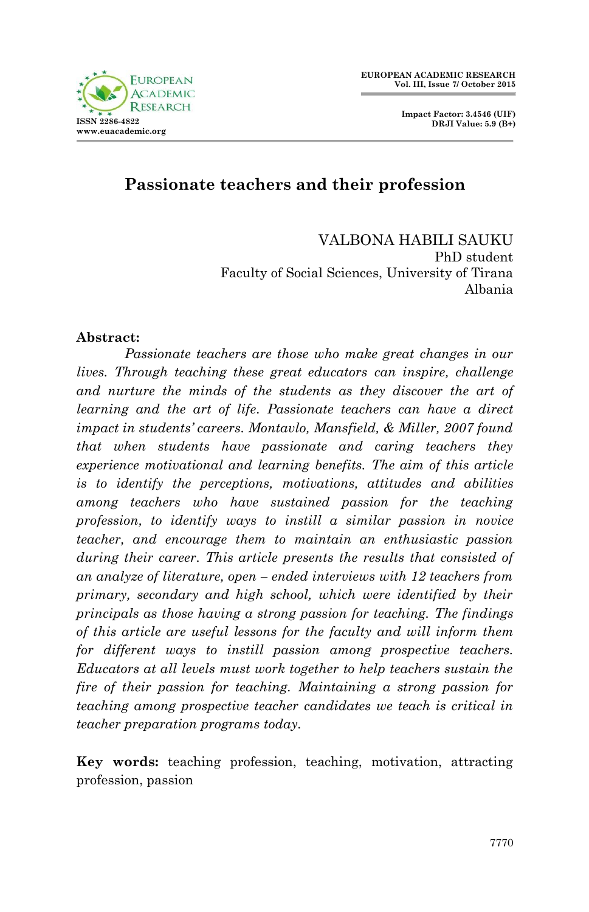# Passionate teachers and their profession

VALBONA HABILI SAUKU
PhD student
Faculty of Social Sciences, University of Tirana
Albania

**Abstract:**

*Passionate teachers are those who make great changes in our lives. Through teaching these great educators can inspire, challenge and nurture the minds of the students as they discover the art of learning and the art of life. Passionate teachers can have a direct impact in students' careers. Montavlo, Mansfield, & Miller, 2007 found that when students have passionate and caring teachers they experience motivational and learning benefits. The aim of this article is to identify the perceptions, motivations, attitudes and abilities among teachers who have sustained passion for the teaching profession, to identify ways to instill a similar passion in novice teacher, and encourage them to maintain an enthusiastic passion during their career. This article presents the results that consisted of an analyze of literature, open – ended interviews with 12 teachers from primary, secondary and high school, which were identified by their principals as those having a strong passion for teaching. The findings of this article are useful lessons for the faculty and will inform them for different ways to instill passion among prospective teachers. Educators at all levels must work together to help teachers sustain the fire of their passion for teaching. Maintaining a strong passion for teaching among prospective teacher candidates we teach is critical in teacher preparation programs today.*

**Key words:** teaching profession, teaching, motivation, attracting profession, passion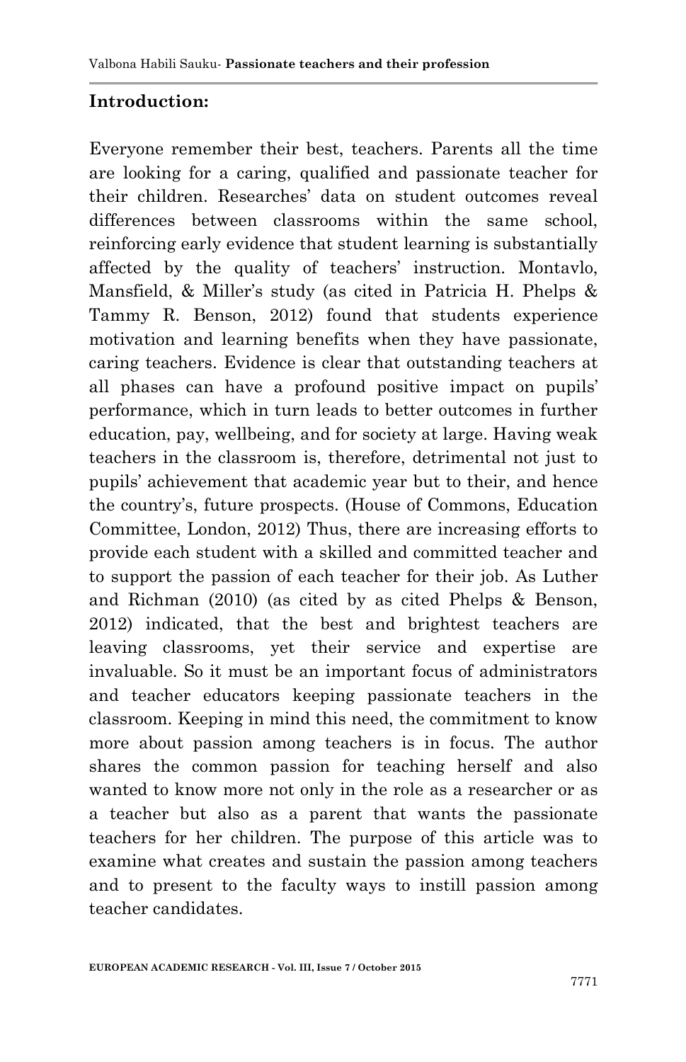**Introduction:**

Everyone remember their best, teachers. Parents all the time are looking for a caring, qualified and passionate teacher for their children. Researches' data on student outcomes reveal differences between classrooms within the same school, reinforcing early evidence that student learning is substantially affected by the quality of teachers' instruction. Montavlo, Mansfield, & Miller's study (as cited in Patricia H. Phelps & Tammy R. Benson, 2012) found that students experience motivation and learning benefits when they have passionate, caring teachers. Evidence is clear that outstanding teachers at all phases can have a profound positive impact on pupils' performance, which in turn leads to better outcomes in further education, pay, wellbeing, and for society at large. Having weak teachers in the classroom is, therefore, detrimental not just to pupils' achievement that academic year but to their, and hence the country's, future prospects. (House of Commons, Education Committee, London, 2012) Thus, there are increasing efforts to provide each student with a skilled and committed teacher and to support the passion of each teacher for their job. As Luther and Richman (2010) (as cited by as cited Phelps & Benson, 2012) indicated, that the best and brightest teachers are leaving classrooms, yet their service and expertise are invaluable. So it must be an important focus of administrators and teacher educators keeping passionate teachers in the classroom. Keeping in mind this need, the commitment to know more about passion among teachers is in focus. The author shares the common passion for teaching herself and also wanted to know more not only in the role as a researcher or as a teacher but also as a parent that wants the passionate teachers for her children. The purpose of this article was to examine what creates and sustain the passion among teachers and to present to the faculty ways to instill passion among teacher candidates.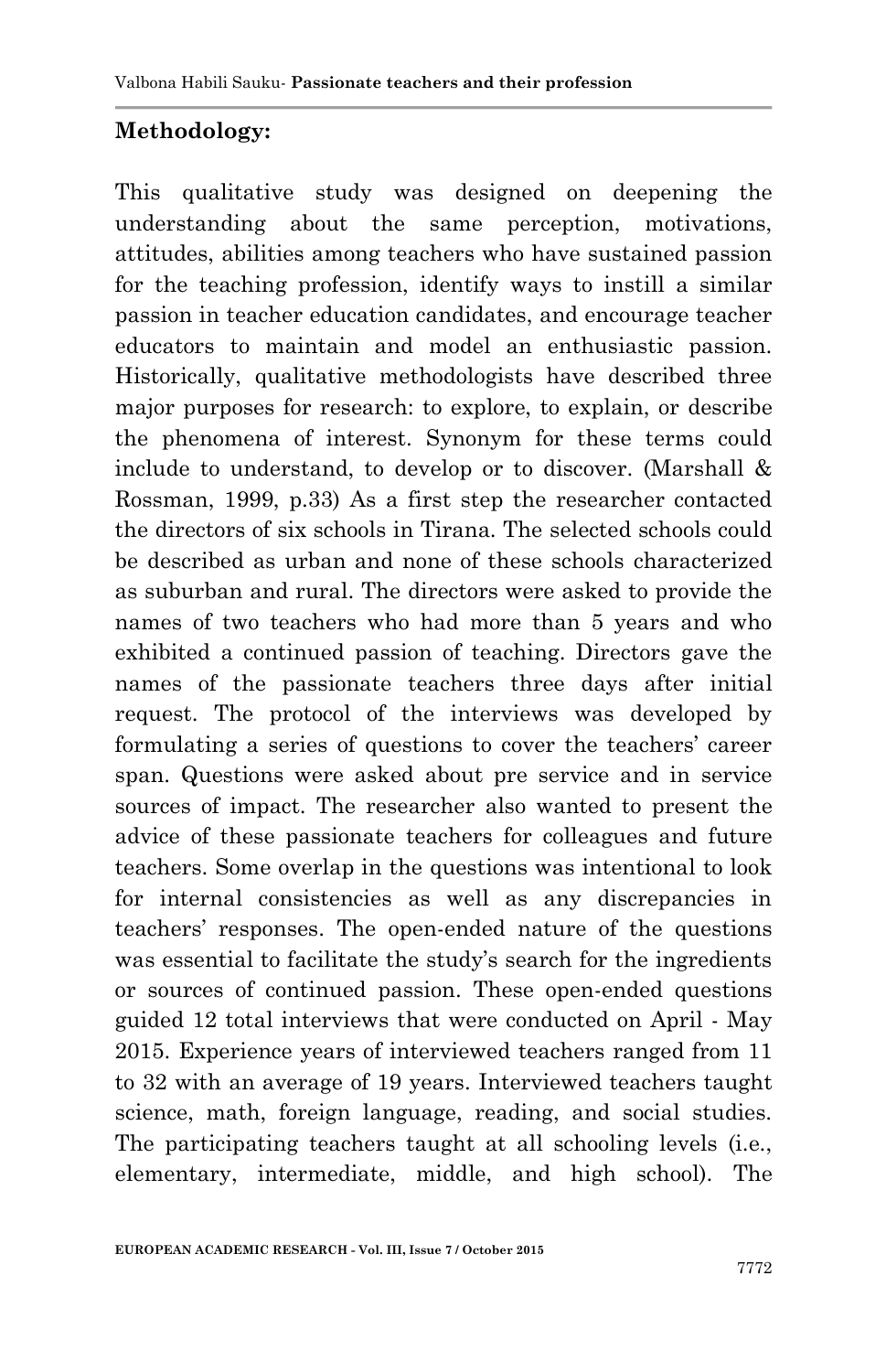## Methodology:

This qualitative study was designed on deepening the understanding about the same perception, motivations, attitudes, abilities among teachers who have sustained passion for the teaching profession, identify ways to instill a similar passion in teacher education candidates, and encourage teacher educators to maintain and model an enthusiastic passion. Historically, qualitative methodologists have described three major purposes for research: to explore, to explain, or describe the phenomena of interest. Synonym for these terms could include to understand, to develop or to discover. (Marshall & Rossman, 1999, p.33) As a first step the researcher contacted the directors of six schools in Tirana. The selected schools could be described as urban and none of these schools characterized as suburban and rural. The directors were asked to provide the names of two teachers who had more than 5 years and who exhibited a continued passion of teaching. Directors gave the names of the passionate teachers three days after initial request. The protocol of the interviews was developed by formulating a series of questions to cover the teachers' career span. Questions were asked about pre service and in service sources of impact. The researcher also wanted to present the advice of these passionate teachers for colleagues and future teachers. Some overlap in the questions was intentional to look for internal consistencies as well as any discrepancies in teachers' responses. The open-ended nature of the questions was essential to facilitate the study's search for the ingredients or sources of continued passion. These open-ended questions guided 12 total interviews that were conducted on April - May 2015. Experience years of interviewed teachers ranged from 11 to 32 with an average of 19 years. Interviewed teachers taught science, math, foreign language, reading, and social studies. The participating teachers taught at all schooling levels (i.e., elementary, intermediate, middle, and high school). The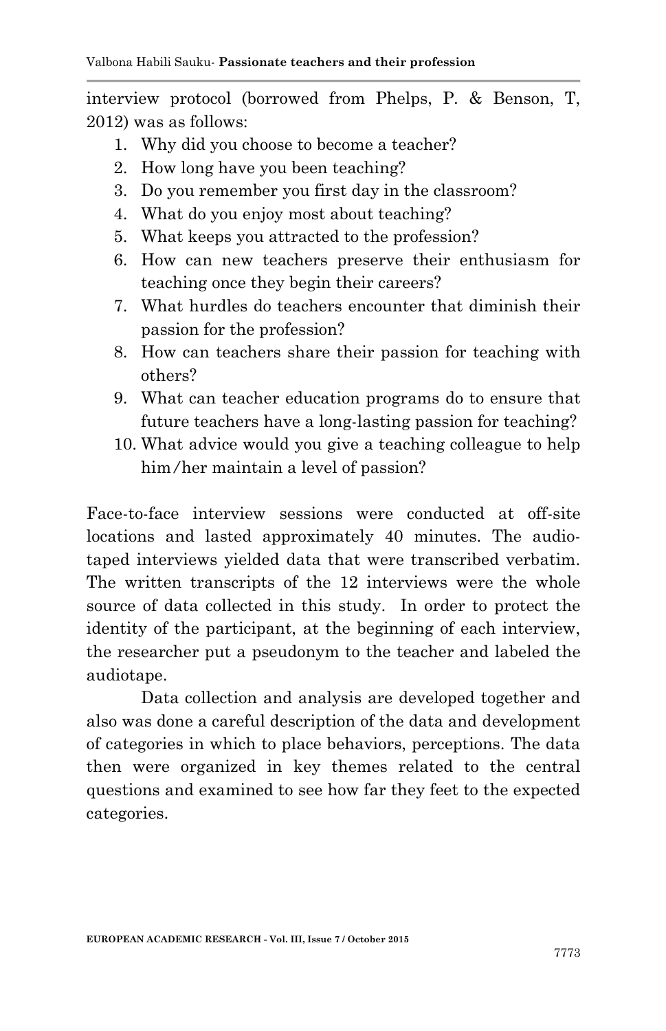interview protocol (borrowed from Phelps, P. & Benson, T, 2012) was as follows:

1. Why did you choose to become a teacher?
2. How long have you been teaching?
3. Do you remember you first day in the classroom?
4. What do you enjoy most about teaching?
5. What keeps you attracted to the profession?
6. How can new teachers preserve their enthusiasm for teaching once they begin their careers?
7. What hurdles do teachers encounter that diminish their passion for the profession?
8. How can teachers share their passion for teaching with others?
9. What can teacher education programs do to ensure that future teachers have a long-lasting passion for teaching?
10. What advice would you give a teaching colleague to help him/her maintain a level of passion?

Face-to-face interview sessions were conducted at off-site locations and lasted approximately 40 minutes. The audio-taped interviews yielded data that were transcribed verbatim. The written transcripts of the 12 interviews were the whole source of data collected in this study. In order to protect the identity of the participant, at the beginning of each interview, the researcher put a pseudonym to the teacher and labeled the audiotape.

Data collection and analysis are developed together and also was done a careful description of the data and development of categories in which to place behaviors, perceptions. The data then were organized in key themes related to the central questions and examined to see how far they feet to the expected categories.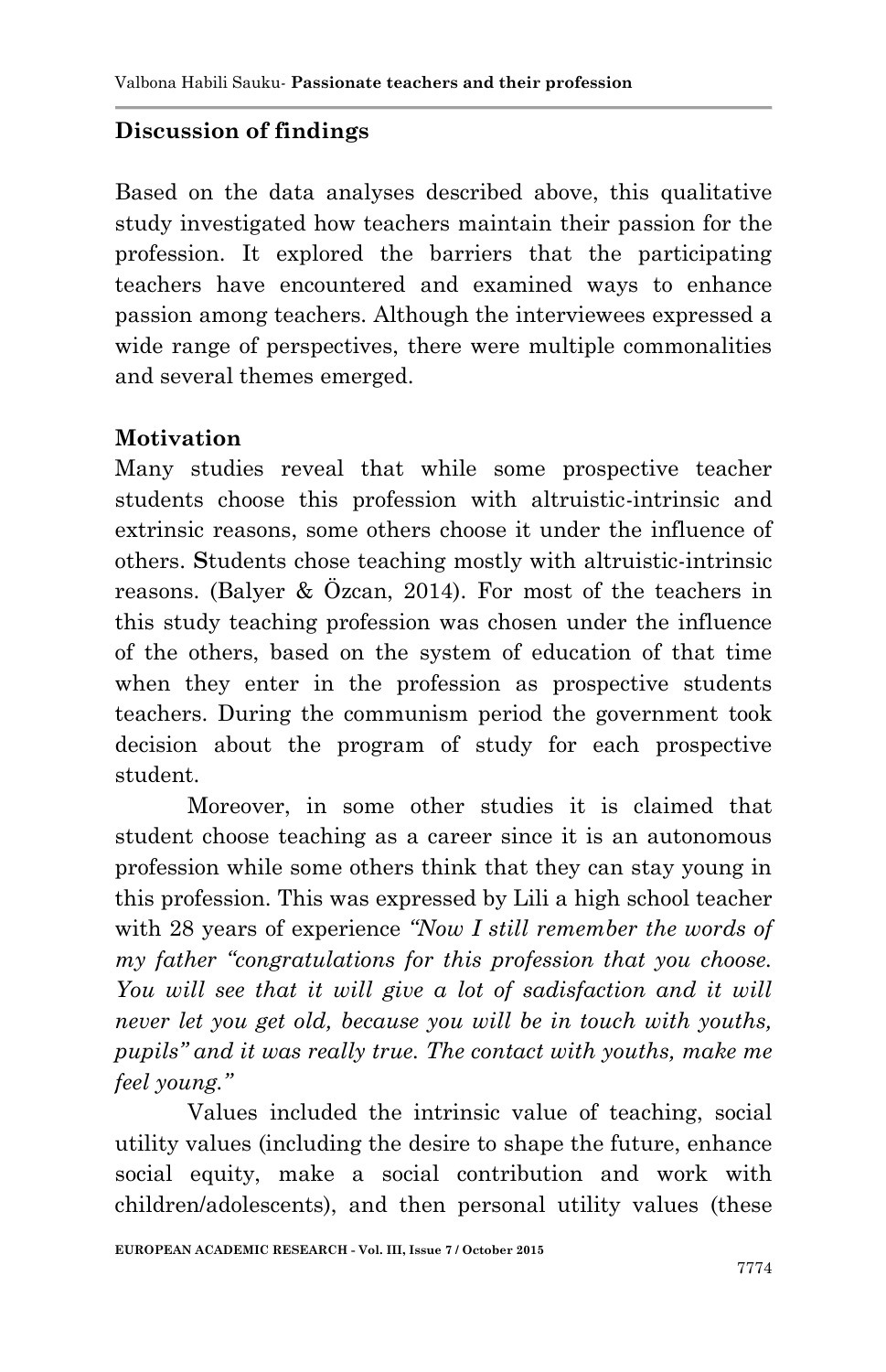## Discussion of findings

Based on the data analyses described above, this qualitative study investigated how teachers maintain their passion for the profession. It explored the barriers that the participating teachers have encountered and examined ways to enhance passion among teachers. Although the interviewees expressed a wide range of perspectives, there were multiple commonalities and several themes emerged.

### Motivation

Many studies reveal that while some prospective teacher students choose this profession with altruistic-intrinsic and extrinsic reasons, some others choose it under the influence of others. **S**tudents chose teaching mostly with altruistic-intrinsic reasons. (Balyer & Özcan, 2014). For most of the teachers in this study teaching profession was chosen under the influence of the others, based on the system of education of that time when they enter in the profession as prospective students teachers. During the communism period the government took decision about the program of study for each prospective student.

Moreover, in some other studies it is claimed that student choose teaching as a career since it is an autonomous profession while some others think that they can stay young in this profession. This was expressed by Lili a high school teacher with 28 years of experience *"Now I still remember the words of my father "congratulations for this profession that you choose. You will see that it will give a lot of sadisfaction and it will never let you get old, because you will be in touch with youths, pupils" and it was really true. The contact with youths, make me feel young."*

Values included the intrinsic value of teaching, social utility values (including the desire to shape the future, enhance social equity, make a social contribution and work with children/adolescents), and then personal utility values (these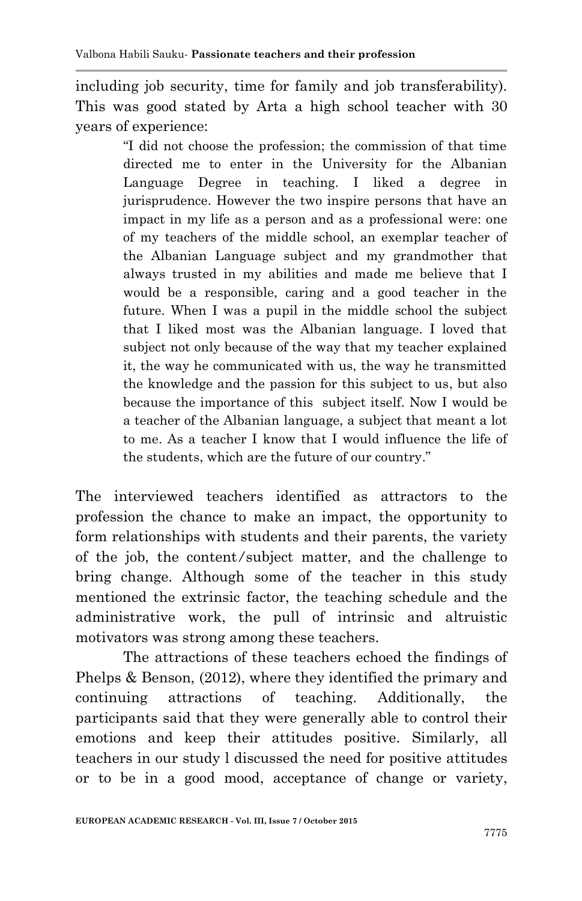including job security, time for family and job transferability). This was good stated by Arta a high school teacher with 30 years of experience:

> "I did not choose the profession; the commission of that time directed me to enter in the University for the Albanian Language Degree in teaching. I liked a degree in jurisprudence. However the two inspire persons that have an impact in my life as a person and as a professional were: one of my teachers of the middle school, an exemplar teacher of the Albanian Language subject and my grandmother that always trusted in my abilities and made me believe that I would be a responsible, caring and a good teacher in the future. When I was a pupil in the middle school the subject that I liked most was the Albanian language. I loved that subject not only because of the way that my teacher explained it, the way he communicated with us, the way he transmitted the knowledge and the passion for this subject to us, but also because the importance of this subject itself. Now I would be a teacher of the Albanian language, a subject that meant a lot to me. As a teacher I know that I would influence the life of the students, which are the future of our country."

The interviewed teachers identified as attractors to the profession the chance to make an impact, the opportunity to form relationships with students and their parents, the variety of the job, the content/subject matter, and the challenge to bring change. Although some of the teacher in this study mentioned the extrinsic factor, the teaching schedule and the administrative work, the pull of intrinsic and altruistic motivators was strong among these teachers.

The attractions of these teachers echoed the findings of Phelps & Benson, (2012), where they identified the primary and continuing attractions of teaching. Additionally, the participants said that they were generally able to control their emotions and keep their attitudes positive. Similarly, all teachers in our study l discussed the need for positive attitudes or to be in a good mood, acceptance of change or variety,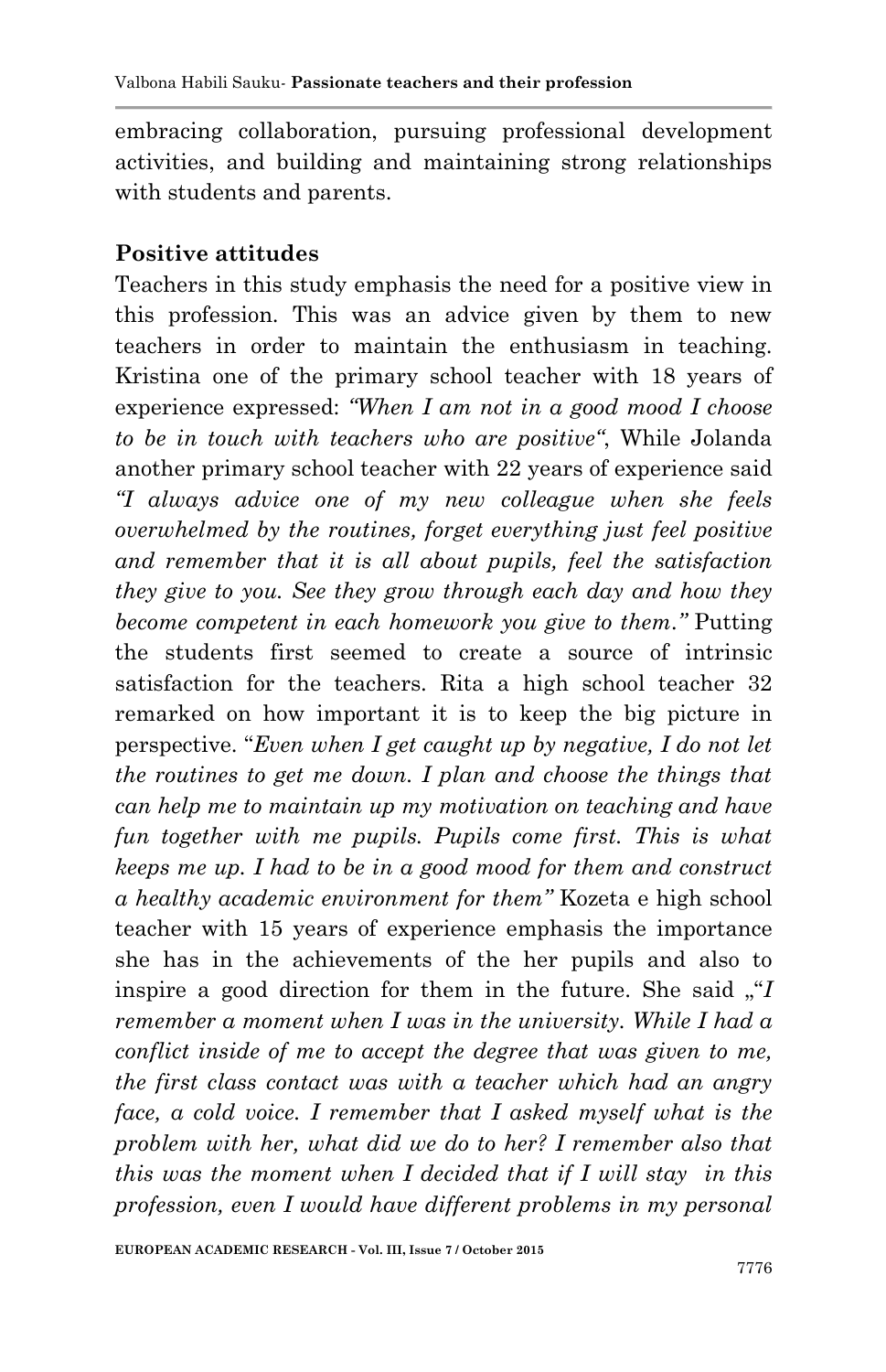embracing collaboration, pursuing professional development activities, and building and maintaining strong relationships with students and parents.

**Positive attitudes**

Teachers in this study emphasis the need for a positive view in this profession. This was an advice given by them to new teachers in order to maintain the enthusiasm in teaching. Kristina one of the primary school teacher with 18 years of experience expressed: *"When I am not in a good mood I choose to be in touch with teachers who are positive"*, While Jolanda another primary school teacher with 22 years of experience said *"I always advice one of my new colleague when she feels overwhelmed by the routines, forget everything just feel positive and remember that it is all about pupils, feel the satisfaction they give to you. See they grow through each day and how they become competent in each homework you give to them."* Putting the students first seemed to create a source of intrinsic satisfaction for the teachers. Rita a high school teacher 32 remarked on how important it is to keep the big picture in perspective. "*Even when I get caught up by negative, I do not let the routines to get me down. I plan and choose the things that can help me to maintain up my motivation on teaching and have fun together with me pupils. Pupils come first. This is what keeps me up. I had to be in a good mood for them and construct a healthy academic environment for them"* Kozeta e high school teacher with 15 years of experience emphasis the importance she has in the achievements of the her pupils and also to inspire a good direction for them in the future. She said „"*I remember a moment when I was in the university. While I had a conflict inside of me to accept the degree that was given to me, the first class contact was with a teacher which had an angry face, a cold voice. I remember that I asked myself what is the problem with her, what did we do to her? I remember also that this was the moment when I decided that if I will stay in this profession, even I would have different problems in my personal*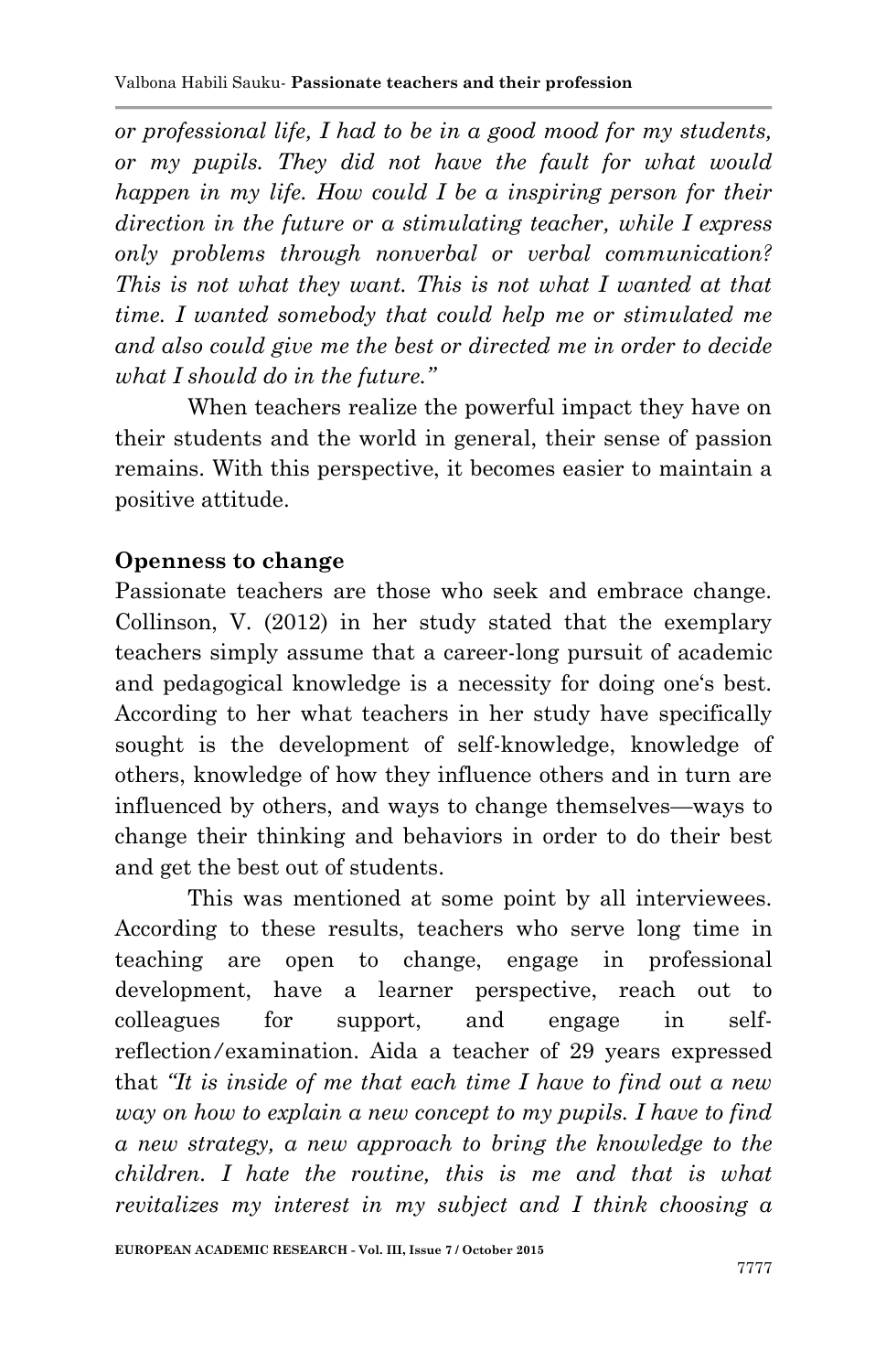*or professional life, I had to be in a good mood for my students, or my pupils. They did not have the fault for what would happen in my life. How could I be a inspiring person for their direction in the future or a stimulating teacher, while I express only problems through nonverbal or verbal communication? This is not what they want. This is not what I wanted at that time. I wanted somebody that could help me or stimulated me and also could give me the best or directed me in order to decide what I should do in the future."*

When teachers realize the powerful impact they have on their students and the world in general, their sense of passion remains. With this perspective, it becomes easier to maintain a positive attitude.

**Openness to change**

Passionate teachers are those who seek and embrace change. Collinson, V. (2012) in her study stated that the exemplary teachers simply assume that a career-long pursuit of academic and pedagogical knowledge is a necessity for doing one's best. According to her what teachers in her study have specifically sought is the development of self-knowledge, knowledge of others, knowledge of how they influence others and in turn are influenced by others, and ways to change themselves—ways to change their thinking and behaviors in order to do their best and get the best out of students.

This was mentioned at some point by all interviewees. According to these results, teachers who serve long time in teaching are open to change, engage in professional development, have a learner perspective, reach out to colleagues for support, and engage in self-reflection/examination. Aida a teacher of 29 years expressed that *"It is inside of me that each time I have to find out a new way on how to explain a new concept to my pupils. I have to find a new strategy, a new approach to bring the knowledge to the children. I hate the routine, this is me and that is what revitalizes my interest in my subject and I think choosing a*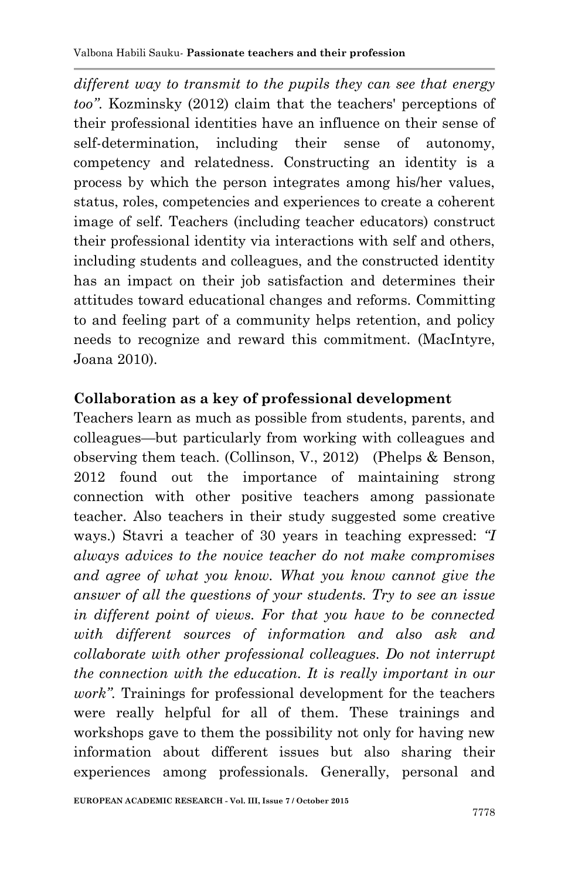*different way to transmit to the pupils they can see that energy too".* Kozminsky (2012) claim that the teachers' perceptions of their professional identities have an influence on their sense of self-determination, including their sense of autonomy, competency and relatedness. Constructing an identity is a process by which the person integrates among his/her values, status, roles, competencies and experiences to create a coherent image of self. Teachers (including teacher educators) construct their professional identity via interactions with self and others, including students and colleagues, and the constructed identity has an impact on their job satisfaction and determines their attitudes toward educational changes and reforms. Committing to and feeling part of a community helps retention, and policy needs to recognize and reward this commitment. (MacIntyre, Joana 2010).

## Collaboration as a key of professional development

Teachers learn as much as possible from students, parents, and colleagues—but particularly from working with colleagues and observing them teach. (Collinson, V., 2012) (Phelps & Benson, 2012 found out the importance of maintaining strong connection with other positive teachers among passionate teacher. Also teachers in their study suggested some creative ways.) Stavri a teacher of 30 years in teaching expressed: *"I always advices to the novice teacher do not make compromises and agree of what you know. What you know cannot give the answer of all the questions of your students. Try to see an issue in different point of views. For that you have to be connected with different sources of information and also ask and collaborate with other professional colleagues. Do not interrupt the connection with the education. It is really important in our work".* Trainings for professional development for the teachers were really helpful for all of them. These trainings and workshops gave to them the possibility not only for having new information about different issues but also sharing their experiences among professionals. Generally, personal and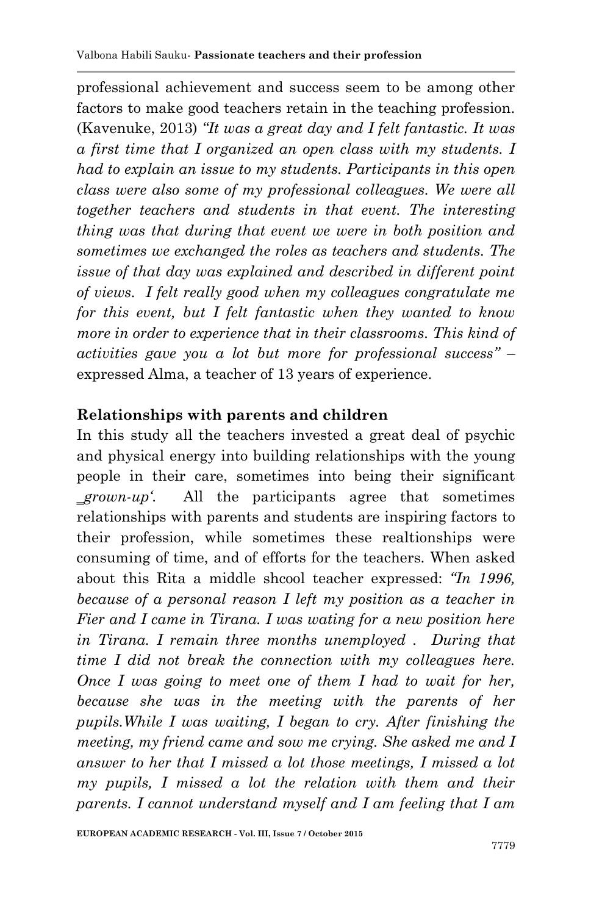professional achievement and success seem to be among other factors to make good teachers retain in the teaching profession. (Kavenuke, 2013) *"It was a great day and I felt fantastic. It was a first time that I organized an open class with my students. I had to explain an issue to my students. Participants in this open class were also some of my professional colleagues. We were all together teachers and students in that event. The interesting thing was that during that event we were in both position and sometimes we exchanged the roles as teachers and students. The issue of that day was explained and described in different point of views. I felt really good when my colleagues congratulate me for this event, but I felt fantastic when they wanted to know more in order to experience that in their classrooms. This kind of activities gave you a lot but more for professional success"* – expressed Alma, a teacher of 13 years of experience.

**Relationships with parents and children**

In this study all the teachers invested a great deal of psychic and physical energy into building relationships with the young people in their care, sometimes into being their significant *‗grown-up'*. All the participants agree that sometimes relationships with parents and students are inspiring factors to their profession, while sometimes these realtionships were consuming of time, and of efforts for the teachers. When asked about this Rita a middle shcool teacher expressed: *"In 1996, because of a personal reason I left my position as a teacher in Fier and I came in Tirana. I was wating for a new position here in Tirana. I remain three months unemployed . During that time I did not break the connection with my colleagues here. Once I was going to meet one of them I had to wait for her, because she was in the meeting with the parents of her pupils.While I was waiting, I began to cry. After finishing the meeting, my friend came and sow me crying. She asked me and I answer to her that I missed a lot those meetings, I missed a lot my pupils, I missed a lot the relation with them and their parents. I cannot understand myself and I am feeling that I am*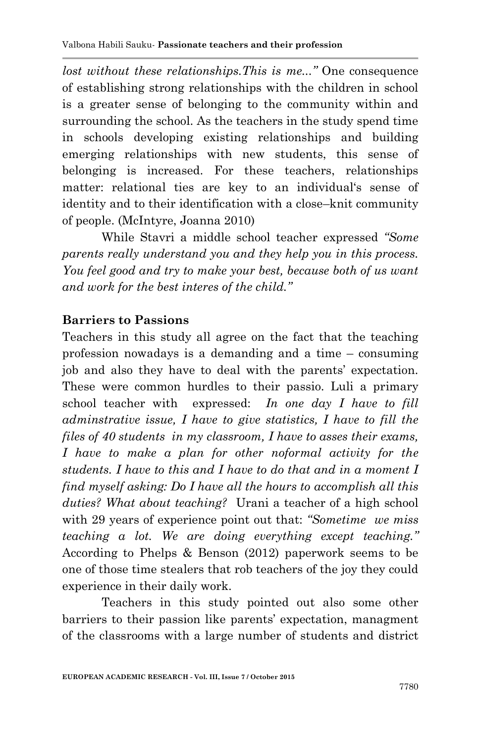*lost without these relationships.This is me..."* One consequence of establishing strong relationships with the children in school is a greater sense of belonging to the community within and surrounding the school. As the teachers in the study spend time in schools developing existing relationships and building emerging relationships with new students, this sense of belonging is increased. For these teachers, relationships matter: relational ties are key to an individual's sense of identity and to their identification with a close–knit community of people. (McIntyre, Joanna 2010)

While Stavri a middle school teacher expressed *"Some parents really understand you and they help you in this process. You feel good and try to make your best, because both of us want and work for the best interes of the child."*

**Barriers to Passions**

Teachers in this study all agree on the fact that the teaching profession nowadays is a demanding and a time – consuming job and also they have to deal with the parents' expectation. These were common hurdles to their passio. Luli a primary school teacher with expressed: *In one day I have to fill adminstrative issue, I have to give statistics, I have to fill the files of 40 students in my classroom, I have to asses their exams, I have to make a plan for other noformal activity for the students. I have to this and I have to do that and in a moment I find myself asking: Do I have all the hours to accomplish all this duties? What about teaching?* Urani a teacher of a high school with 29 years of experience point out that: *"Sometime we miss teaching a lot. We are doing everything except teaching."* According to Phelps & Benson (2012) paperwork seems to be one of those time stealers that rob teachers of the joy they could experience in their daily work.

Teachers in this study pointed out also some other barriers to their passion like parents' expectation, managment of the classrooms with a large number of students and district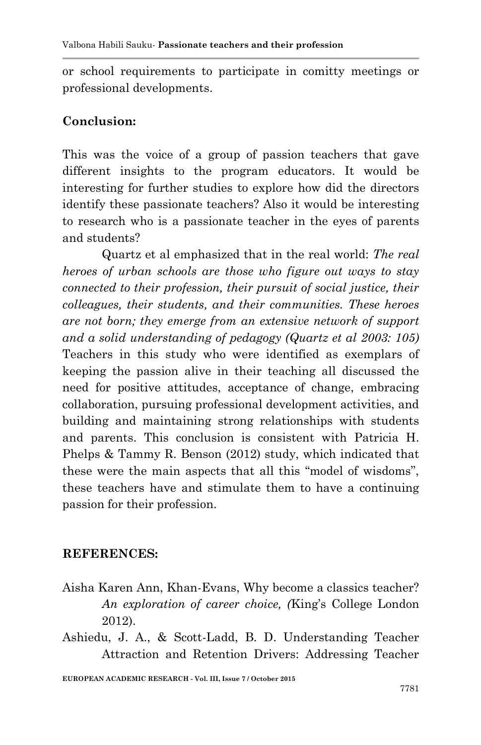or school requirements to participate in comitty meetings or professional developments.

**Conclusion:**

This was the voice of a group of passion teachers that gave different insights to the program educators. It would be interesting for further studies to explore how did the directors identify these passionate teachers? Also it would be interesting to research who is a passionate teacher in the eyes of parents and students?

Quartz et al emphasized that in the real world: *The real heroes of urban schools are those who figure out ways to stay connected to their profession, their pursuit of social justice, their colleagues, their students, and their communities. These heroes are not born; they emerge from an extensive network of support and a solid understanding of pedagogy (Quartz et al 2003: 105)* Teachers in this study who were identified as exemplars of keeping the passion alive in their teaching all discussed the need for positive attitudes, acceptance of change, embracing collaboration, pursuing professional development activities, and building and maintaining strong relationships with students and parents. This conclusion is consistent with Patricia H. Phelps & Tammy R. Benson (2012) study, which indicated that these were the main aspects that all this "model of wisdoms", these teachers have and stimulate them to have a continuing passion for their profession.

**REFERENCES:**

Aisha Karen Ann, Khan-Evans, Why become a classics teacher? *An exploration of career choice, (*King's College London 2012).

Ashiedu, J. A., & Scott-Ladd, B. D. Understanding Teacher Attraction and Retention Drivers: Addressing Teacher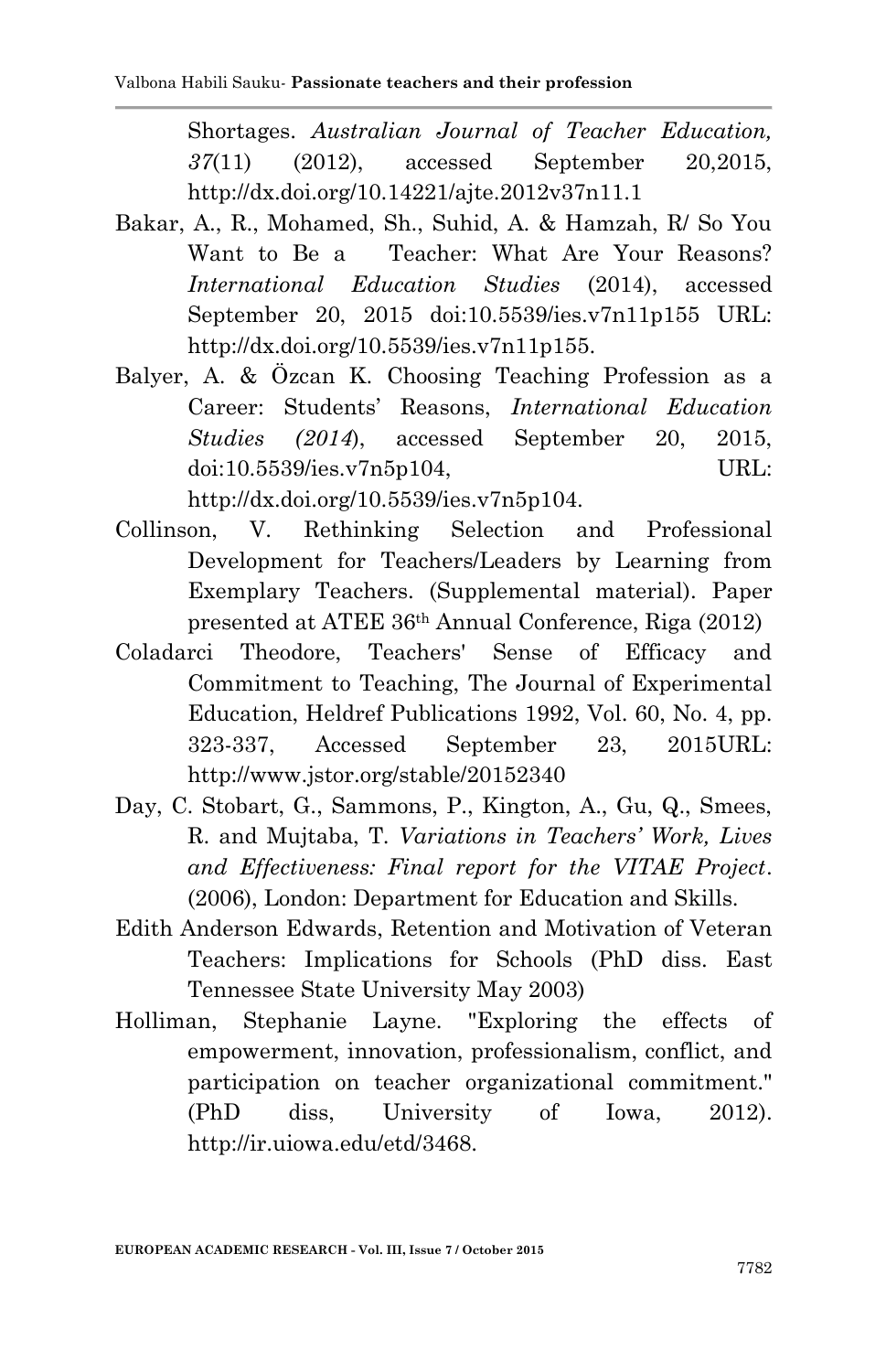Shortages. *Australian Journal of Teacher Education, 37*(11) (2012), accessed September 20,2015, http://dx.doi.org/10.14221/ajte.2012v37n11.1

Bakar, A., R., Mohamed, Sh., Suhid, A. & Hamzah, R/ So You Want to Be a Teacher: What Are Your Reasons? *International Education Studies* (2014), accessed September 20, 2015 doi:10.5539/ies.v7n11p155 URL: http://dx.doi.org/10.5539/ies.v7n11p155.

Balyer, A. & Özcan K. Choosing Teaching Profession as a Career: Students' Reasons, *International Education Studies (2014*), accessed September 20, 2015, doi:10.5539/ies.v7n5p104, URL: http://dx.doi.org/10.5539/ies.v7n5p104.

Collinson, V. Rethinking Selection and Professional Development for Teachers/Leaders by Learning from Exemplary Teachers. (Supplemental material). Paper presented at ATEE 36th Annual Conference, Riga (2012)

Coladarci Theodore, Teachers' Sense of Efficacy and Commitment to Teaching, The Journal of Experimental Education, Heldref Publications 1992, Vol. 60, No. 4, pp. 323-337, Accessed September 23, 2015URL: http://www.jstor.org/stable/20152340

Day, C. Stobart, G., Sammons, P., Kington, A., Gu, Q., Smees, R. and Mujtaba, T. *Variations in Teachers' Work, Lives and Effectiveness: Final report for the VITAE Project*. (2006), London: Department for Education and Skills.

Edith Anderson Edwards, Retention and Motivation of Veteran Teachers: Implications for Schools (PhD diss. East Tennessee State University May 2003)

Holliman, Stephanie Layne. "Exploring the effects of empowerment, innovation, professionalism, conflict, and participation on teacher organizational commitment." (PhD diss, University of Iowa, 2012). http://ir.uiowa.edu/etd/3468.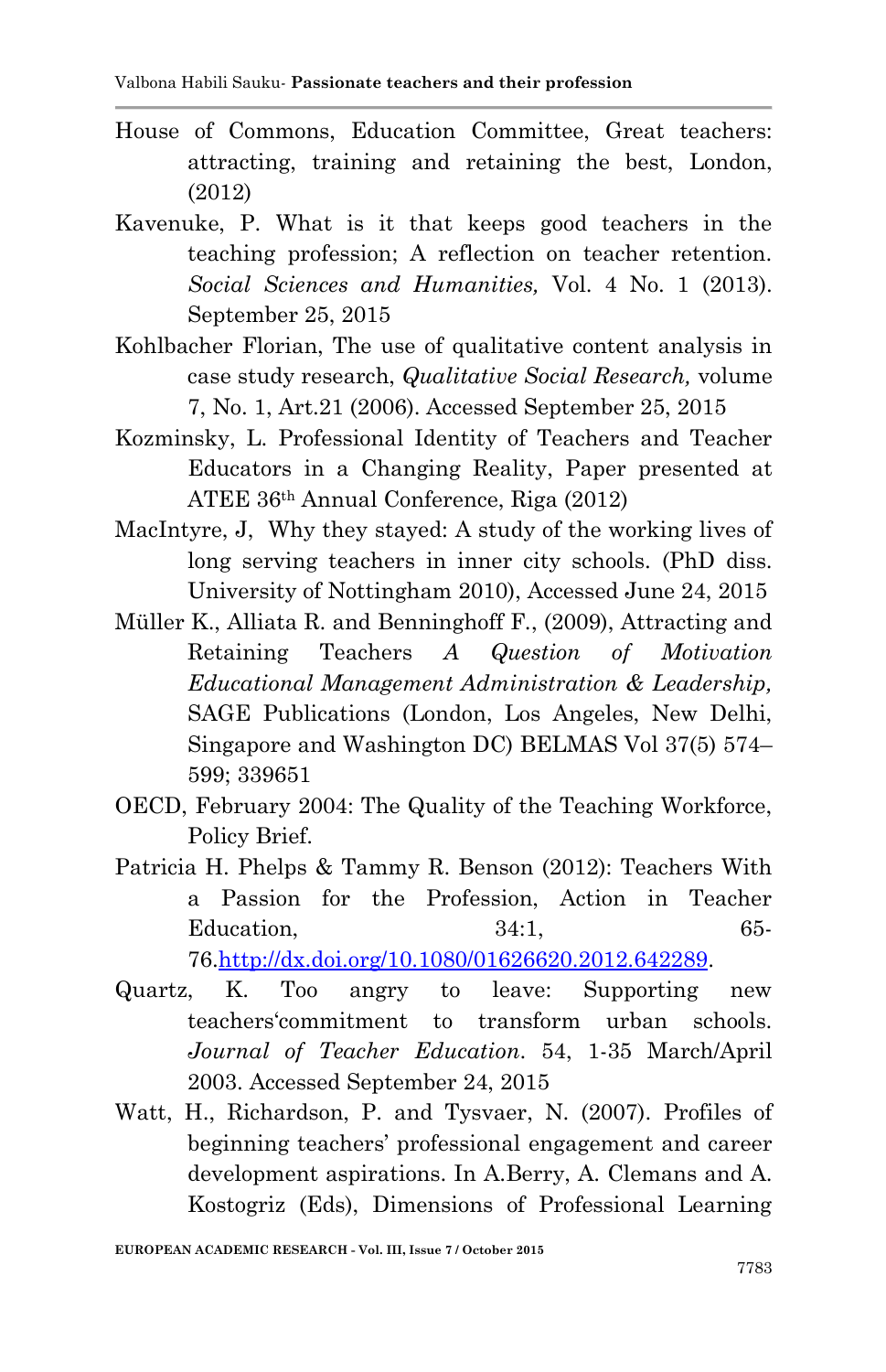House of Commons, Education Committee, Great teachers: attracting, training and retaining the best, London, (2012)

Kavenuke, P. What is it that keeps good teachers in the teaching profession; A reflection on teacher retention. *Social Sciences and Humanities,* Vol. 4 No. 1 (2013). September 25, 2015

Kohlbacher Florian, The use of qualitative content analysis in case study research, *Qualitative Social Research,* volume 7, No. 1, Art.21 (2006). Accessed September 25, 2015

Kozminsky, L. Professional Identity of Teachers and Teacher Educators in a Changing Reality, Paper presented at ATEE 36th Annual Conference, Riga (2012)

MacIntyre, J, Why they stayed: A study of the working lives of long serving teachers in inner city schools. (PhD diss. University of Nottingham 2010), Accessed June 24, 2015

Müller K., Alliata R. and Benninghoff F., (2009), Attracting and Retaining Teachers *A Question of Motivation Educational Management Administration & Leadership,* SAGE Publications (London, Los Angeles, New Delhi, Singapore and Washington DC) BELMAS Vol 37(5) 574–599; 339651

OECD, February 2004: The Quality of the Teaching Workforce, Policy Brief.

Patricia H. Phelps & Tammy R. Benson (2012): Teachers With a Passion for the Profession, Action in Teacher Education, 34:1, 65-76.http://dx.doi.org/10.1080/01626620.2012.642289.

Quartz, K. Too angry to leave: Supporting new teachers'commitment to transform urban schools. *Journal of Teacher Education*. 54, 1-35 March/April 2003. Accessed September 24, 2015

Watt, H., Richardson, P. and Tysvaer, N. (2007). Profiles of beginning teachers' professional engagement and career development aspirations. In A.Berry, A. Clemans and A. Kostogriz (Eds), Dimensions of Professional Learning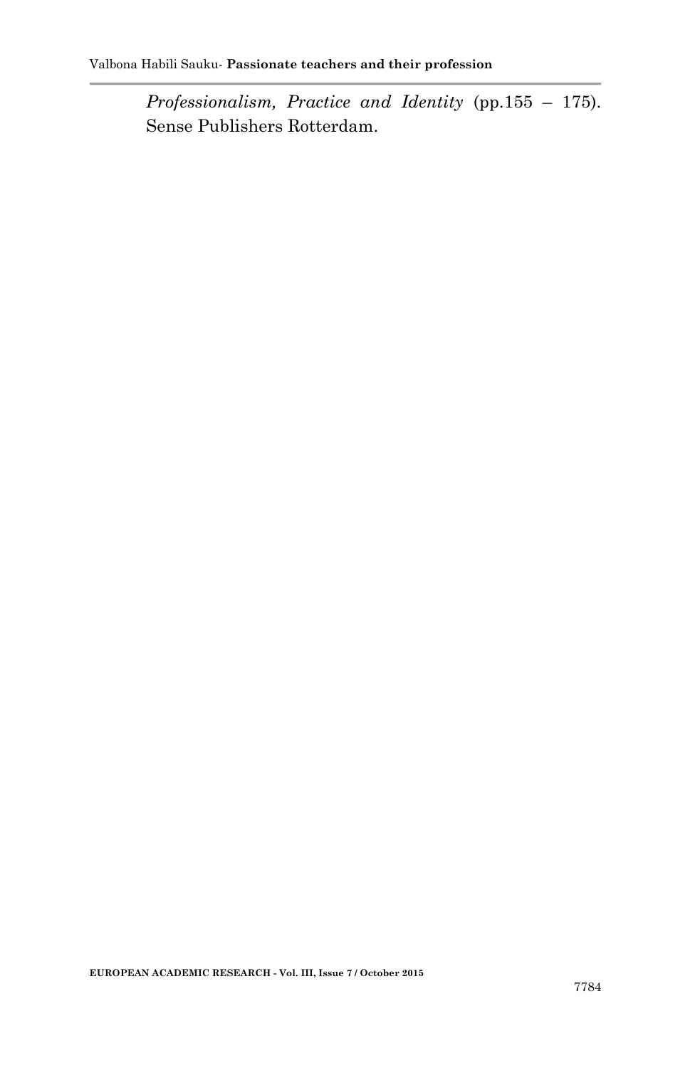*Professionalism, Practice and Identity* (pp.155 – 175). Sense Publishers Rotterdam.